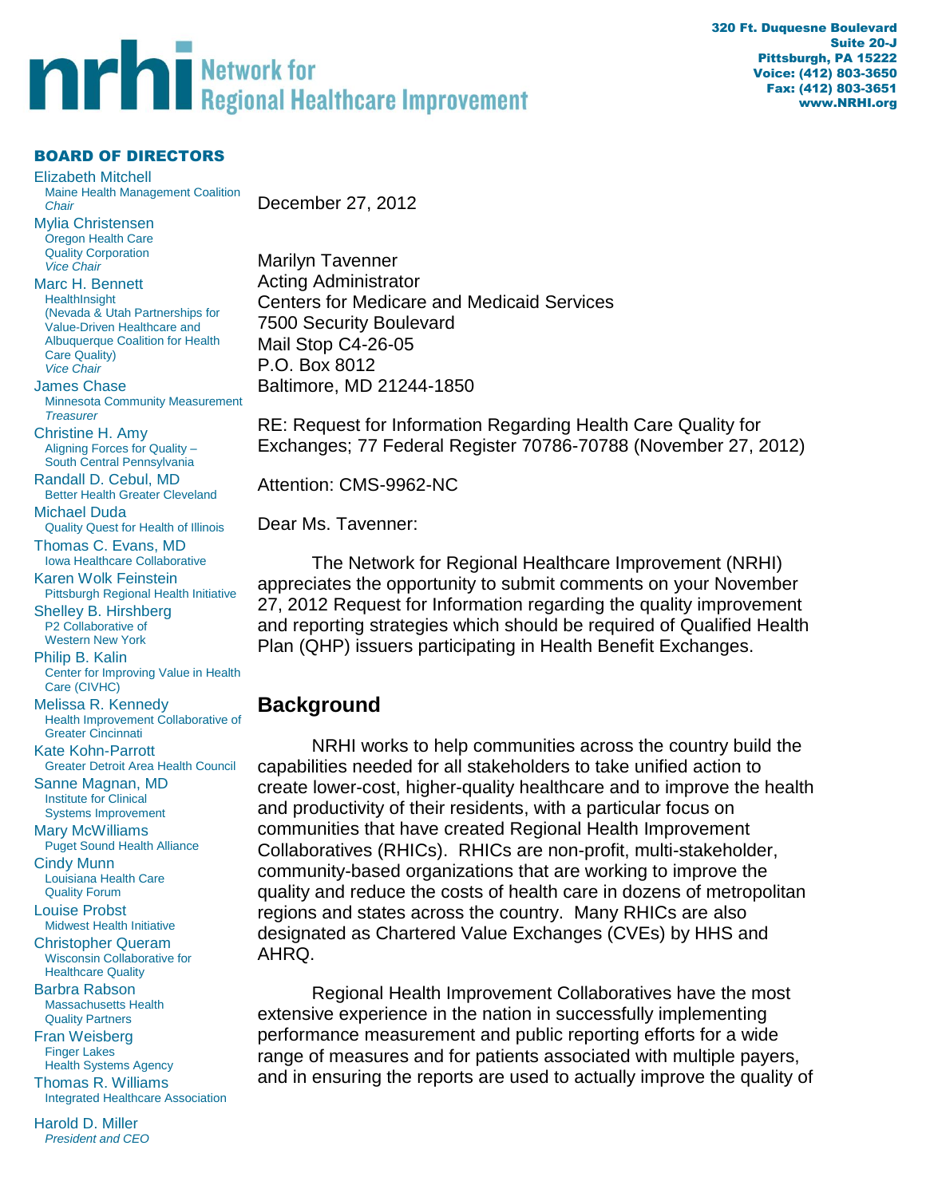# nrhi Network for Regional Healthcare Improvement

320 Ft. Duquesne Boulevard
Suite 20-J
Pittsburgh, PA 15222
Voice: (412) 803-3650
Fax: (412) 803-3651
www.NRHI.org

**BOARD OF DIRECTORS**

Elizabeth Mitchell
Maine Health Management Coalition
*Chair*

Mylia Christensen
Oregon Health Care Quality Corporation
*Vice Chair*

Marc H. Bennett
HealthInsight
(Nevada & Utah Partnerships for Value-Driven Healthcare and Albuquerque Coalition for Health Care Quality)
*Vice Chair*

James Chase
Minnesota Community Measurement
*Treasurer*

Christine H. Amy
Aligning Forces for Quality – South Central Pennsylvania

Randall D. Cebul, MD
Better Health Greater Cleveland

Michael Duda
Quality Quest for Health of Illinois

Thomas C. Evans, MD
Iowa Healthcare Collaborative

Karen Wolk Feinstein
Pittsburgh Regional Health Initiative

Shelley B. Hirshberg
P2 Collaborative of Western New York

Philip B. Kalin
Center for Improving Value in Health Care (CIVHC)

Melissa R. Kennedy
Health Improvement Collaborative of Greater Cincinnati

Kate Kohn-Parrott
Greater Detroit Area Health Council

Sanne Magnan, MD
Institute for Clinical Systems Improvement

Mary McWilliams
Puget Sound Health Alliance

Cindy Munn
Louisiana Health Care Quality Forum

Louise Probst
Midwest Health Initiative

Christopher Queram
Wisconsin Collaborative for Healthcare Quality

Barbra Rabson
Massachusetts Health Quality Partners

Fran Weisberg
Finger Lakes Health Systems Agency

Thomas R. Williams
Integrated Healthcare Association

Harold D. Miller
*President and CEO*

December 27, 2012

Marilyn Tavenner
Acting Administrator
Centers for Medicare and Medicaid Services
7500 Security Boulevard
Mail Stop C4-26-05
P.O. Box 8012
Baltimore, MD 21244-1850

RE: Request for Information Regarding Health Care Quality for Exchanges; 77 Federal Register 70786-70788 (November 27, 2012)

Attention: CMS-9962-NC

Dear Ms. Tavenner:

The Network for Regional Healthcare Improvement (NRHI) appreciates the opportunity to submit comments on your November 27, 2012 Request for Information regarding the quality improvement and reporting strategies which should be required of Qualified Health Plan (QHP) issuers participating in Health Benefit Exchanges.

## Background

NRHI works to help communities across the country build the capabilities needed for all stakeholders to take unified action to create lower-cost, higher-quality healthcare and to improve the health and productivity of their residents, with a particular focus on communities that have created Regional Health Improvement Collaboratives (RHICs). RHICs are non-profit, multi-stakeholder, community-based organizations that are working to improve the quality and reduce the costs of health care in dozens of metropolitan regions and states across the country. Many RHICs are also designated as Chartered Value Exchanges (CVEs) by HHS and AHRQ.

Regional Health Improvement Collaboratives have the most extensive experience in the nation in successfully implementing performance measurement and public reporting efforts for a wide range of measures and for patients associated with multiple payers, and in ensuring the reports are used to actually improve the quality of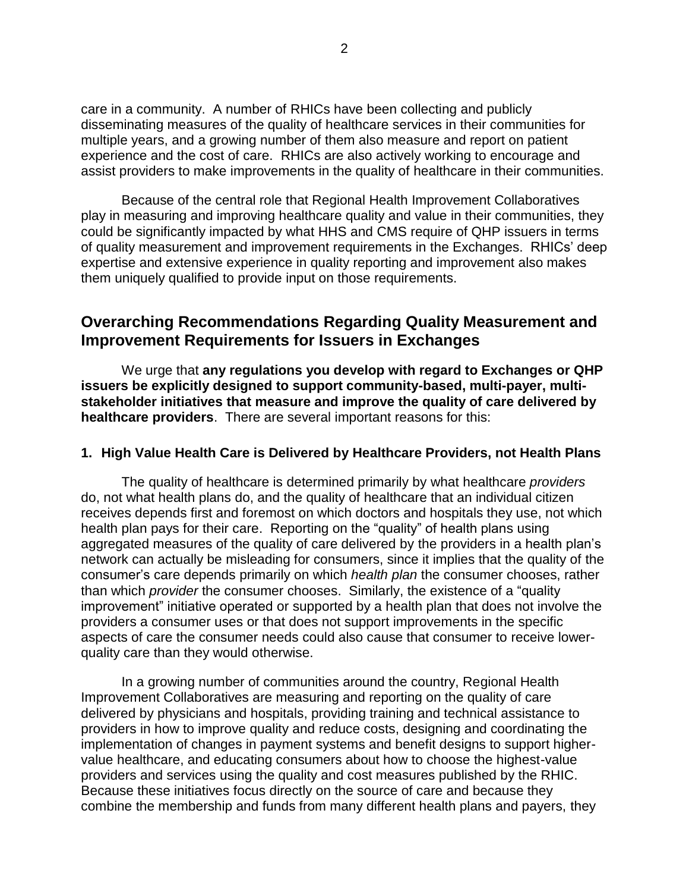care in a community. A number of RHICs have been collecting and publicly disseminating measures of the quality of healthcare services in their communities for multiple years, and a growing number of them also measure and report on patient experience and the cost of care. RHICs are also actively working to encourage and assist providers to make improvements in the quality of healthcare in their communities.

Because of the central role that Regional Health Improvement Collaboratives play in measuring and improving healthcare quality and value in their communities, they could be significantly impacted by what HHS and CMS require of QHP issuers in terms of quality measurement and improvement requirements in the Exchanges. RHICs' deep expertise and extensive experience in quality reporting and improvement also makes them uniquely qualified to provide input on those requirements.

## Overarching Recommendations Regarding Quality Measurement and Improvement Requirements for Issuers in Exchanges

We urge that **any regulations you develop with regard to Exchanges or QHP issuers be explicitly designed to support community-based, multi-payer, multi-stakeholder initiatives that measure and improve the quality of care delivered by healthcare providers**. There are several important reasons for this:

### 1. High Value Health Care is Delivered by Healthcare Providers, not Health Plans

The quality of healthcare is determined primarily by what healthcare *providers* do, not what health plans do, and the quality of healthcare that an individual citizen receives depends first and foremost on which doctors and hospitals they use, not which health plan pays for their care. Reporting on the "quality" of health plans using aggregated measures of the quality of care delivered by the providers in a health plan's network can actually be misleading for consumers, since it implies that the quality of the consumer's care depends primarily on which *health plan* the consumer chooses, rather than which *provider* the consumer chooses. Similarly, the existence of a "quality improvement" initiative operated or supported by a health plan that does not involve the providers a consumer uses or that does not support improvements in the specific aspects of care the consumer needs could also cause that consumer to receive lower-quality care than they would otherwise.

In a growing number of communities around the country, Regional Health Improvement Collaboratives are measuring and reporting on the quality of care delivered by physicians and hospitals, providing training and technical assistance to providers in how to improve quality and reduce costs, designing and coordinating the implementation of changes in payment systems and benefit designs to support higher-value healthcare, and educating consumers about how to choose the highest-value providers and services using the quality and cost measures published by the RHIC. Because these initiatives focus directly on the source of care and because they combine the membership and funds from many different health plans and payers, they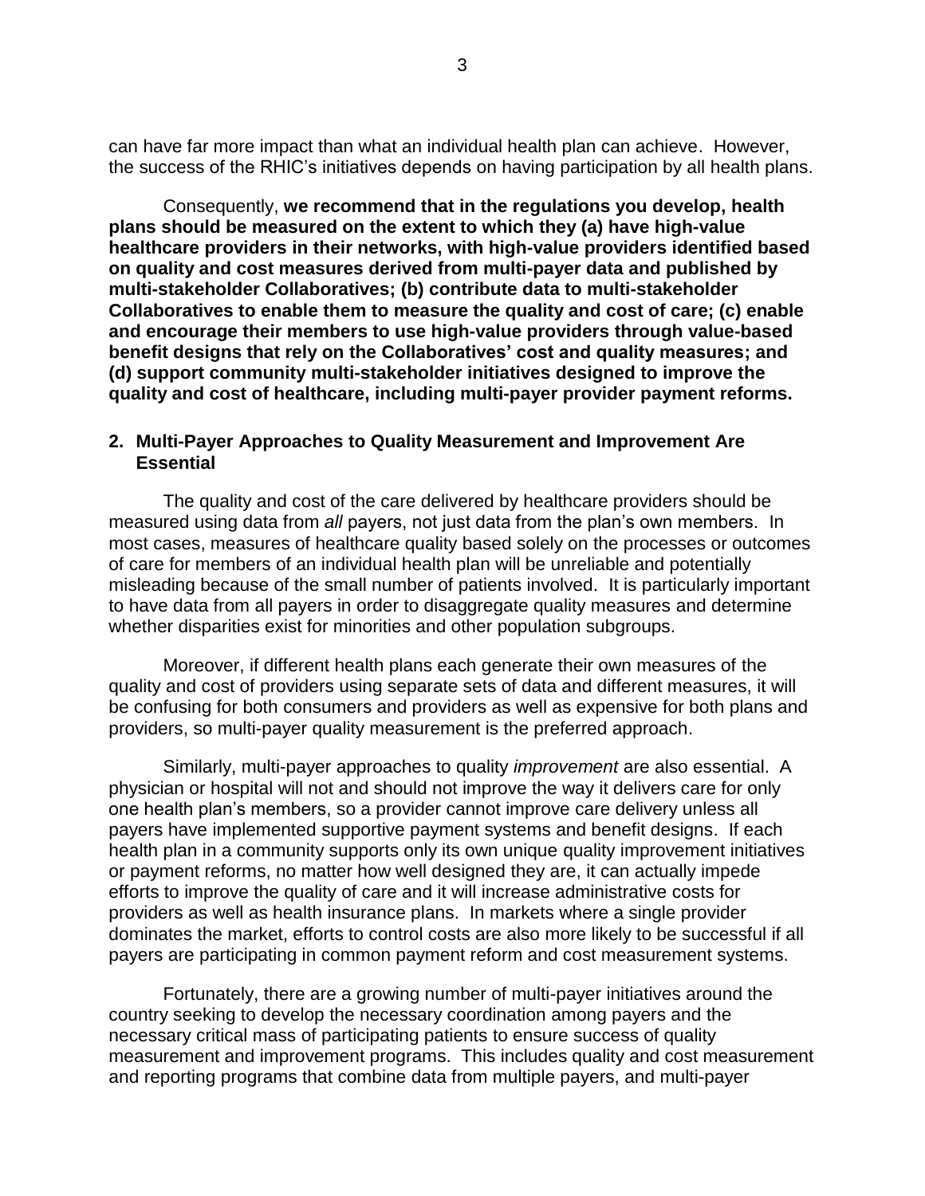can have far more impact than what an individual health plan can achieve. However, the success of the RHIC's initiatives depends on having participation by all health plans.

Consequently, **we recommend that in the regulations you develop, health plans should be measured on the extent to which they (a) have high-value healthcare providers in their networks, with high-value providers identified based on quality and cost measures derived from multi-payer data and published by multi-stakeholder Collaboratives; (b) contribute data to multi-stakeholder Collaboratives to enable them to measure the quality and cost of care; (c) enable and encourage their members to use high-value providers through value-based benefit designs that rely on the Collaboratives' cost and quality measures; and (d) support community multi-stakeholder initiatives designed to improve the quality and cost of healthcare, including multi-payer provider payment reforms.**

## 2. Multi-Payer Approaches to Quality Measurement and Improvement Are Essential

The quality and cost of the care delivered by healthcare providers should be measured using data from *all* payers, not just data from the plan's own members. In most cases, measures of healthcare quality based solely on the processes or outcomes of care for members of an individual health plan will be unreliable and potentially misleading because of the small number of patients involved. It is particularly important to have data from all payers in order to disaggregate quality measures and determine whether disparities exist for minorities and other population subgroups.

Moreover, if different health plans each generate their own measures of the quality and cost of providers using separate sets of data and different measures, it will be confusing for both consumers and providers as well as expensive for both plans and providers, so multi-payer quality measurement is the preferred approach.

Similarly, multi-payer approaches to quality *improvement* are also essential. A physician or hospital will not and should not improve the way it delivers care for only one health plan's members, so a provider cannot improve care delivery unless all payers have implemented supportive payment systems and benefit designs. If each health plan in a community supports only its own unique quality improvement initiatives or payment reforms, no matter how well designed they are, it can actually impede efforts to improve the quality of care and it will increase administrative costs for providers as well as health insurance plans. In markets where a single provider dominates the market, efforts to control costs are also more likely to be successful if all payers are participating in common payment reform and cost measurement systems.

Fortunately, there are a growing number of multi-payer initiatives around the country seeking to develop the necessary coordination among payers and the necessary critical mass of participating patients to ensure success of quality measurement and improvement programs. This includes quality and cost measurement and reporting programs that combine data from multiple payers, and multi-payer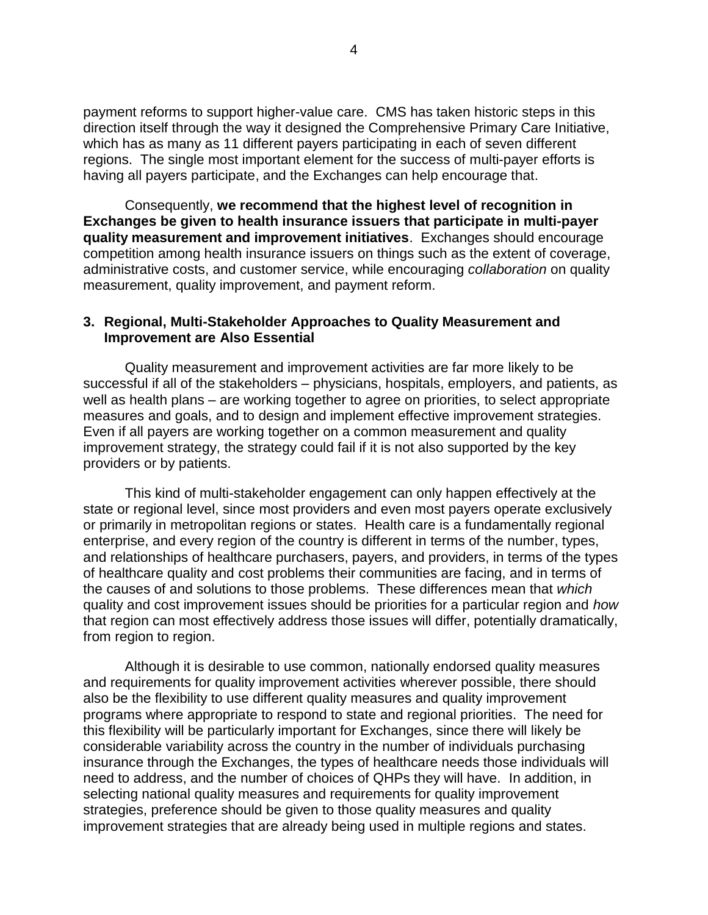payment reforms to support higher-value care. CMS has taken historic steps in this direction itself through the way it designed the Comprehensive Primary Care Initiative, which has as many as 11 different payers participating in each of seven different regions. The single most important element for the success of multi-payer efforts is having all payers participate, and the Exchanges can help encourage that.

Consequently, **we recommend that the highest level of recognition in Exchanges be given to health insurance issuers that participate in multi-payer quality measurement and improvement initiatives**. Exchanges should encourage competition among health insurance issuers on things such as the extent of coverage, administrative costs, and customer service, while encouraging *collaboration* on quality measurement, quality improvement, and payment reform.

### 3. Regional, Multi-Stakeholder Approaches to Quality Measurement and Improvement are Also Essential

Quality measurement and improvement activities are far more likely to be successful if all of the stakeholders – physicians, hospitals, employers, and patients, as well as health plans – are working together to agree on priorities, to select appropriate measures and goals, and to design and implement effective improvement strategies. Even if all payers are working together on a common measurement and quality improvement strategy, the strategy could fail if it is not also supported by the key providers or by patients.

This kind of multi-stakeholder engagement can only happen effectively at the state or regional level, since most providers and even most payers operate exclusively or primarily in metropolitan regions or states. Health care is a fundamentally regional enterprise, and every region of the country is different in terms of the number, types, and relationships of healthcare purchasers, payers, and providers, in terms of the types of healthcare quality and cost problems their communities are facing, and in terms of the causes of and solutions to those problems. These differences mean that *which* quality and cost improvement issues should be priorities for a particular region and *how* that region can most effectively address those issues will differ, potentially dramatically, from region to region.

Although it is desirable to use common, nationally endorsed quality measures and requirements for quality improvement activities wherever possible, there should also be the flexibility to use different quality measures and quality improvement programs where appropriate to respond to state and regional priorities. The need for this flexibility will be particularly important for Exchanges, since there will likely be considerable variability across the country in the number of individuals purchasing insurance through the Exchanges, the types of healthcare needs those individuals will need to address, and the number of choices of QHPs they will have. In addition, in selecting national quality measures and requirements for quality improvement strategies, preference should be given to those quality measures and quality improvement strategies that are already being used in multiple regions and states.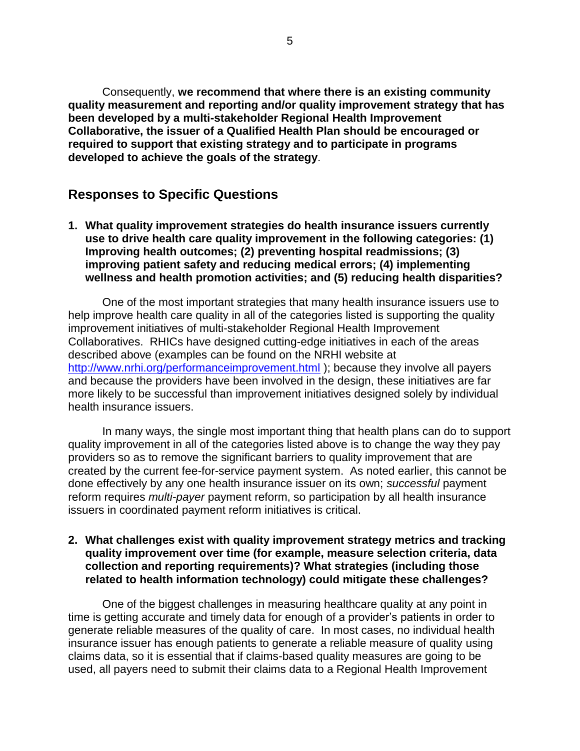Consequently, **we recommend that where there is an existing community quality measurement and reporting and/or quality improvement strategy that has been developed by a multi-stakeholder Regional Health Improvement Collaborative, the issuer of a Qualified Health Plan should be encouraged or required to support that existing strategy and to participate in programs developed to achieve the goals of the strategy**.

## Responses to Specific Questions

**1. What quality improvement strategies do health insurance issuers currently use to drive health care quality improvement in the following categories: (1) Improving health outcomes; (2) preventing hospital readmissions; (3) improving patient safety and reducing medical errors; (4) implementing wellness and health promotion activities; and (5) reducing health disparities?**

One of the most important strategies that many health insurance issuers use to help improve health care quality in all of the categories listed is supporting the quality improvement initiatives of multi-stakeholder Regional Health Improvement Collaboratives. RHICs have designed cutting-edge initiatives in each of the areas described above (examples can be found on the NRHI website at http://www.nrhi.org/performanceimprovement.html ); because they involve all payers and because the providers have been involved in the design, these initiatives are far more likely to be successful than improvement initiatives designed solely by individual health insurance issuers.

In many ways, the single most important thing that health plans can do to support quality improvement in all of the categories listed above is to change the way they pay providers so as to remove the significant barriers to quality improvement that are created by the current fee-for-service payment system. As noted earlier, this cannot be done effectively by any one health insurance issuer on its own; *successful* payment reform requires *multi-payer* payment reform, so participation by all health insurance issuers in coordinated payment reform initiatives is critical.

**2. What challenges exist with quality improvement strategy metrics and tracking quality improvement over time (for example, measure selection criteria, data collection and reporting requirements)? What strategies (including those related to health information technology) could mitigate these challenges?**

One of the biggest challenges in measuring healthcare quality at any point in time is getting accurate and timely data for enough of a provider's patients in order to generate reliable measures of the quality of care. In most cases, no individual health insurance issuer has enough patients to generate a reliable measure of quality using claims data, so it is essential that if claims-based quality measures are going to be used, all payers need to submit their claims data to a Regional Health Improvement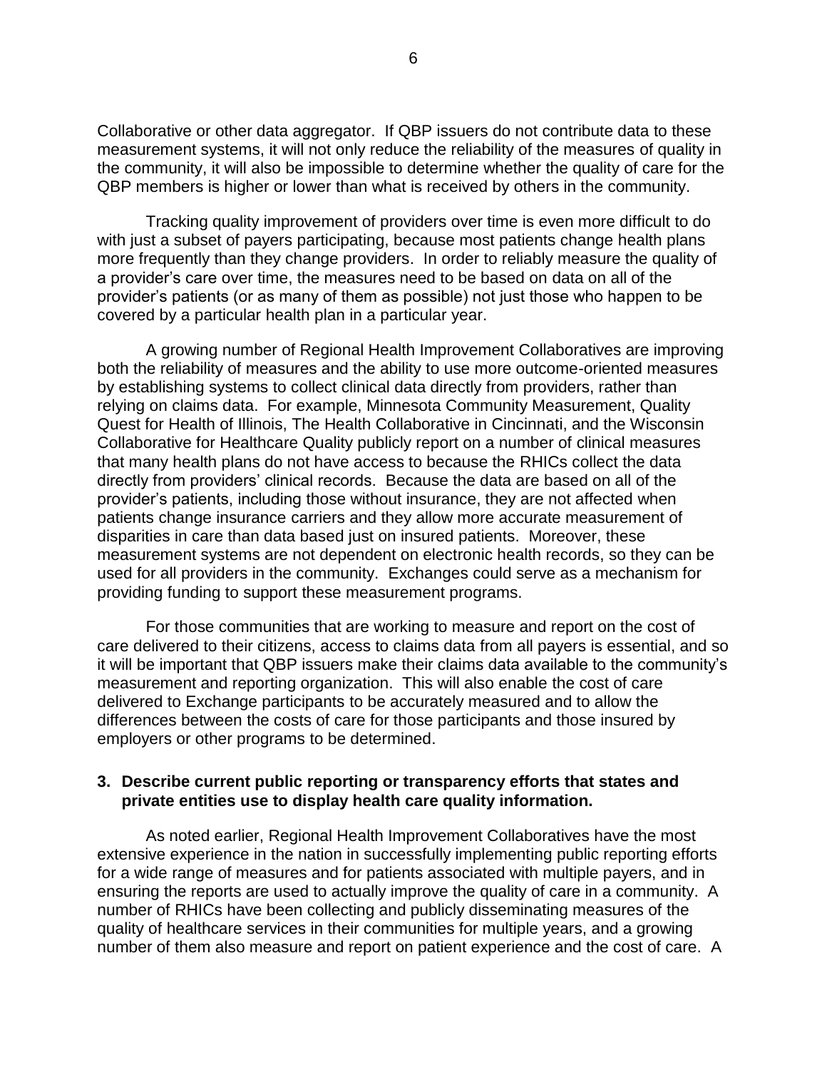Collaborative or other data aggregator. If QBP issuers do not contribute data to these measurement systems, it will not only reduce the reliability of the measures of quality in the community, it will also be impossible to determine whether the quality of care for the QBP members is higher or lower than what is received by others in the community.

Tracking quality improvement of providers over time is even more difficult to do with just a subset of payers participating, because most patients change health plans more frequently than they change providers. In order to reliably measure the quality of a provider's care over time, the measures need to be based on data on all of the provider's patients (or as many of them as possible) not just those who happen to be covered by a particular health plan in a particular year.

A growing number of Regional Health Improvement Collaboratives are improving both the reliability of measures and the ability to use more outcome-oriented measures by establishing systems to collect clinical data directly from providers, rather than relying on claims data. For example, Minnesota Community Measurement, Quality Quest for Health of Illinois, The Health Collaborative in Cincinnati, and the Wisconsin Collaborative for Healthcare Quality publicly report on a number of clinical measures that many health plans do not have access to because the RHICs collect the data directly from providers' clinical records. Because the data are based on all of the provider's patients, including those without insurance, they are not affected when patients change insurance carriers and they allow more accurate measurement of disparities in care than data based just on insured patients. Moreover, these measurement systems are not dependent on electronic health records, so they can be used for all providers in the community. Exchanges could serve as a mechanism for providing funding to support these measurement programs.

For those communities that are working to measure and report on the cost of care delivered to their citizens, access to claims data from all payers is essential, and so it will be important that QBP issuers make their claims data available to the community's measurement and reporting organization. This will also enable the cost of care delivered to Exchange participants to be accurately measured and to allow the differences between the costs of care for those participants and those insured by employers or other programs to be determined.

**3. Describe current public reporting or transparency efforts that states and private entities use to display health care quality information.**

As noted earlier, Regional Health Improvement Collaboratives have the most extensive experience in the nation in successfully implementing public reporting efforts for a wide range of measures and for patients associated with multiple payers, and in ensuring the reports are used to actually improve the quality of care in a community. A number of RHICs have been collecting and publicly disseminating measures of the quality of healthcare services in their communities for multiple years, and a growing number of them also measure and report on patient experience and the cost of care. A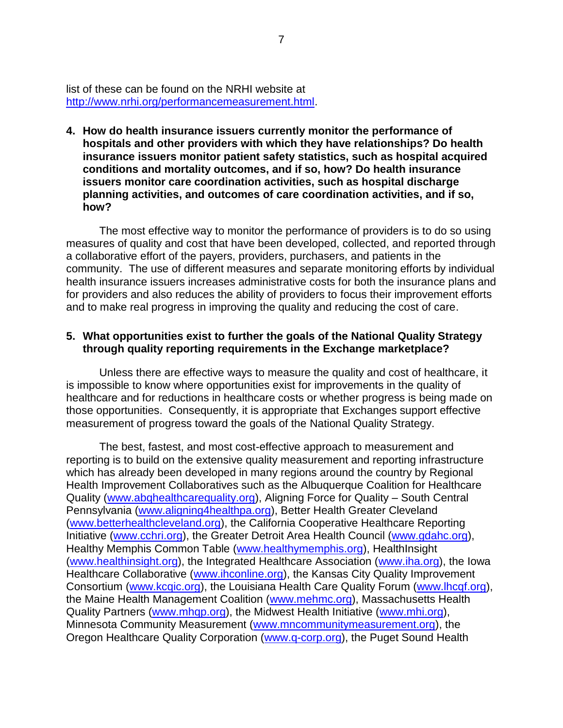list of these can be found on the NRHI website at http://www.nrhi.org/performancemeasurement.html.

**4. How do health insurance issuers currently monitor the performance of hospitals and other providers with which they have relationships? Do health insurance issuers monitor patient safety statistics, such as hospital acquired conditions and mortality outcomes, and if so, how? Do health insurance issuers monitor care coordination activities, such as hospital discharge planning activities, and outcomes of care coordination activities, and if so, how?**

The most effective way to monitor the performance of providers is to do so using measures of quality and cost that have been developed, collected, and reported through a collaborative effort of the payers, providers, purchasers, and patients in the community. The use of different measures and separate monitoring efforts by individual health insurance issuers increases administrative costs for both the insurance plans and for providers and also reduces the ability of providers to focus their improvement efforts and to make real progress in improving the quality and reducing the cost of care.

**5. What opportunities exist to further the goals of the National Quality Strategy through quality reporting requirements in the Exchange marketplace?**

Unless there are effective ways to measure the quality and cost of healthcare, it is impossible to know where opportunities exist for improvements in the quality of healthcare and for reductions in healthcare costs or whether progress is being made on those opportunities. Consequently, it is appropriate that Exchanges support effective measurement of progress toward the goals of the National Quality Strategy.

The best, fastest, and most cost-effective approach to measurement and reporting is to build on the extensive quality measurement and reporting infrastructure which has already been developed in many regions around the country by Regional Health Improvement Collaboratives such as the Albuquerque Coalition for Healthcare Quality (www.abqhealthcarequality.org), Aligning Force for Quality – South Central Pennsylvania (www.aligning4healthpa.org), Better Health Greater Cleveland (www.betterhealthcleveland.org), the California Cooperative Healthcare Reporting Initiative (www.cchri.org), the Greater Detroit Area Health Council (www.gdahc.org), Healthy Memphis Common Table (www.healthymemphis.org), HealthInsight (www.healthinsight.org), the Integrated Healthcare Association (www.iha.org), the Iowa Healthcare Collaborative (www.ihconline.org), the Kansas City Quality Improvement Consortium (www.kcqic.org), the Louisiana Health Care Quality Forum (www.lhcqf.org), the Maine Health Management Coalition (www.mehmc.org), Massachusetts Health Quality Partners (www.mhqp.org), the Midwest Health Initiative (www.mhi.org), Minnesota Community Measurement (www.mncommunitymeasurement.org), the Oregon Healthcare Quality Corporation (www.q-corp.org), the Puget Sound Health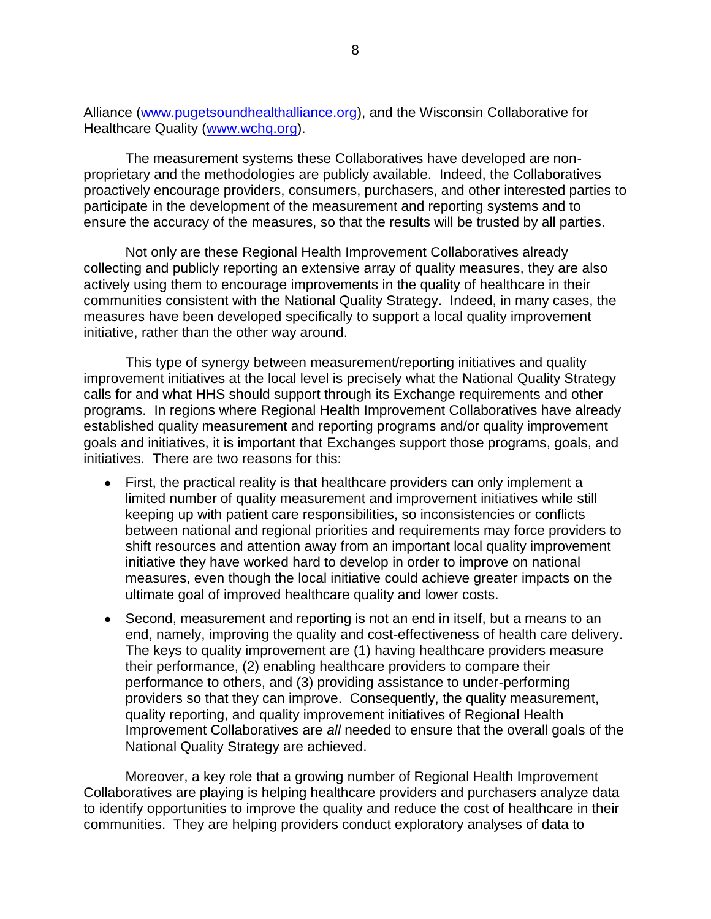Alliance (www.pugetsoundhealthalliance.org), and the Wisconsin Collaborative for Healthcare Quality (www.wchq.org).

The measurement systems these Collaboratives have developed are non-proprietary and the methodologies are publicly available. Indeed, the Collaboratives proactively encourage providers, consumers, purchasers, and other interested parties to participate in the development of the measurement and reporting systems and to ensure the accuracy of the measures, so that the results will be trusted by all parties.

Not only are these Regional Health Improvement Collaboratives already collecting and publicly reporting an extensive array of quality measures, they are also actively using them to encourage improvements in the quality of healthcare in their communities consistent with the National Quality Strategy. Indeed, in many cases, the measures have been developed specifically to support a local quality improvement initiative, rather than the other way around.

This type of synergy between measurement/reporting initiatives and quality improvement initiatives at the local level is precisely what the National Quality Strategy calls for and what HHS should support through its Exchange requirements and other programs. In regions where Regional Health Improvement Collaboratives have already established quality measurement and reporting programs and/or quality improvement goals and initiatives, it is important that Exchanges support those programs, goals, and initiatives. There are two reasons for this:

- First, the practical reality is that healthcare providers can only implement a limited number of quality measurement and improvement initiatives while still keeping up with patient care responsibilities, so inconsistencies or conflicts between national and regional priorities and requirements may force providers to shift resources and attention away from an important local quality improvement initiative they have worked hard to develop in order to improve on national measures, even though the local initiative could achieve greater impacts on the ultimate goal of improved healthcare quality and lower costs.
- Second, measurement and reporting is not an end in itself, but a means to an end, namely, improving the quality and cost-effectiveness of health care delivery. The keys to quality improvement are (1) having healthcare providers measure their performance, (2) enabling healthcare providers to compare their performance to others, and (3) providing assistance to under-performing providers so that they can improve. Consequently, the quality measurement, quality reporting, and quality improvement initiatives of Regional Health Improvement Collaboratives are *all* needed to ensure that the overall goals of the National Quality Strategy are achieved.

Moreover, a key role that a growing number of Regional Health Improvement Collaboratives are playing is helping healthcare providers and purchasers analyze data to identify opportunities to improve the quality and reduce the cost of healthcare in their communities. They are helping providers conduct exploratory analyses of data to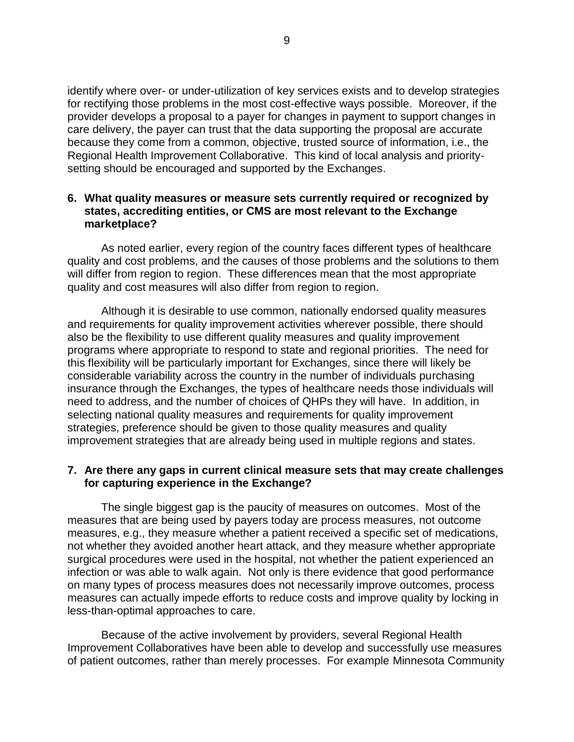identify where over- or under-utilization of key services exists and to develop strategies for rectifying those problems in the most cost-effective ways possible. Moreover, if the provider develops a proposal to a payer for changes in payment to support changes in care delivery, the payer can trust that the data supporting the proposal are accurate because they come from a common, objective, trusted source of information, i.e., the Regional Health Improvement Collaborative. This kind of local analysis and priority-setting should be encouraged and supported by the Exchanges.

**6. What quality measures or measure sets currently required or recognized by states, accrediting entities, or CMS are most relevant to the Exchange marketplace?**

As noted earlier, every region of the country faces different types of healthcare quality and cost problems, and the causes of those problems and the solutions to them will differ from region to region. These differences mean that the most appropriate quality and cost measures will also differ from region to region.

Although it is desirable to use common, nationally endorsed quality measures and requirements for quality improvement activities wherever possible, there should also be the flexibility to use different quality measures and quality improvement programs where appropriate to respond to state and regional priorities. The need for this flexibility will be particularly important for Exchanges, since there will likely be considerable variability across the country in the number of individuals purchasing insurance through the Exchanges, the types of healthcare needs those individuals will need to address, and the number of choices of QHPs they will have. In addition, in selecting national quality measures and requirements for quality improvement strategies, preference should be given to those quality measures and quality improvement strategies that are already being used in multiple regions and states.

**7. Are there any gaps in current clinical measure sets that may create challenges for capturing experience in the Exchange?**

The single biggest gap is the paucity of measures on outcomes. Most of the measures that are being used by payers today are process measures, not outcome measures, e.g., they measure whether a patient received a specific set of medications, not whether they avoided another heart attack, and they measure whether appropriate surgical procedures were used in the hospital, not whether the patient experienced an infection or was able to walk again. Not only is there evidence that good performance on many types of process measures does not necessarily improve outcomes, process measures can actually impede efforts to reduce costs and improve quality by locking in less-than-optimal approaches to care.

Because of the active involvement by providers, several Regional Health Improvement Collaboratives have been able to develop and successfully use measures of patient outcomes, rather than merely processes. For example Minnesota Community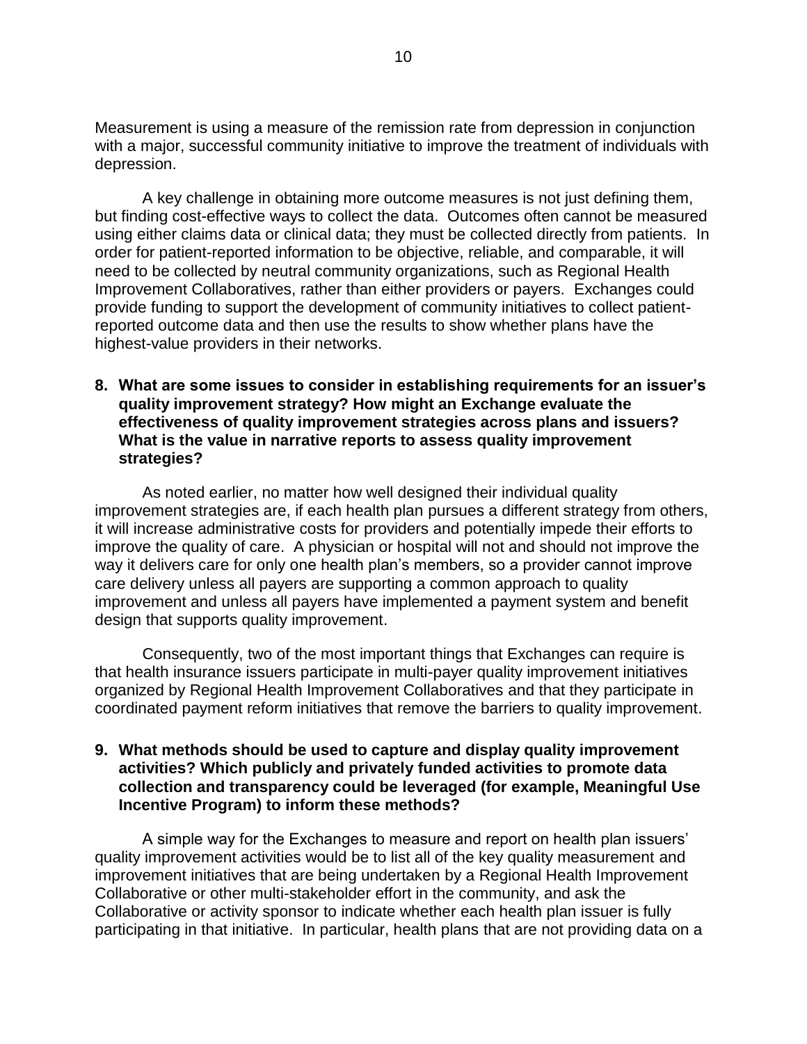Measurement is using a measure of the remission rate from depression in conjunction with a major, successful community initiative to improve the treatment of individuals with depression.

A key challenge in obtaining more outcome measures is not just defining them, but finding cost-effective ways to collect the data. Outcomes often cannot be measured using either claims data or clinical data; they must be collected directly from patients. In order for patient-reported information to be objective, reliable, and comparable, it will need to be collected by neutral community organizations, such as Regional Health Improvement Collaboratives, rather than either providers or payers. Exchanges could provide funding to support the development of community initiatives to collect patient-reported outcome data and then use the results to show whether plans have the highest-value providers in their networks.

**8. What are some issues to consider in establishing requirements for an issuer's quality improvement strategy? How might an Exchange evaluate the effectiveness of quality improvement strategies across plans and issuers? What is the value in narrative reports to assess quality improvement strategies?**

As noted earlier, no matter how well designed their individual quality improvement strategies are, if each health plan pursues a different strategy from others, it will increase administrative costs for providers and potentially impede their efforts to improve the quality of care. A physician or hospital will not and should not improve the way it delivers care for only one health plan's members, so a provider cannot improve care delivery unless all payers are supporting a common approach to quality improvement and unless all payers have implemented a payment system and benefit design that supports quality improvement.

Consequently, two of the most important things that Exchanges can require is that health insurance issuers participate in multi-payer quality improvement initiatives organized by Regional Health Improvement Collaboratives and that they participate in coordinated payment reform initiatives that remove the barriers to quality improvement.

**9. What methods should be used to capture and display quality improvement activities? Which publicly and privately funded activities to promote data collection and transparency could be leveraged (for example, Meaningful Use Incentive Program) to inform these methods?**

A simple way for the Exchanges to measure and report on health plan issuers' quality improvement activities would be to list all of the key quality measurement and improvement initiatives that are being undertaken by a Regional Health Improvement Collaborative or other multi-stakeholder effort in the community, and ask the Collaborative or activity sponsor to indicate whether each health plan issuer is fully participating in that initiative. In particular, health plans that are not providing data on a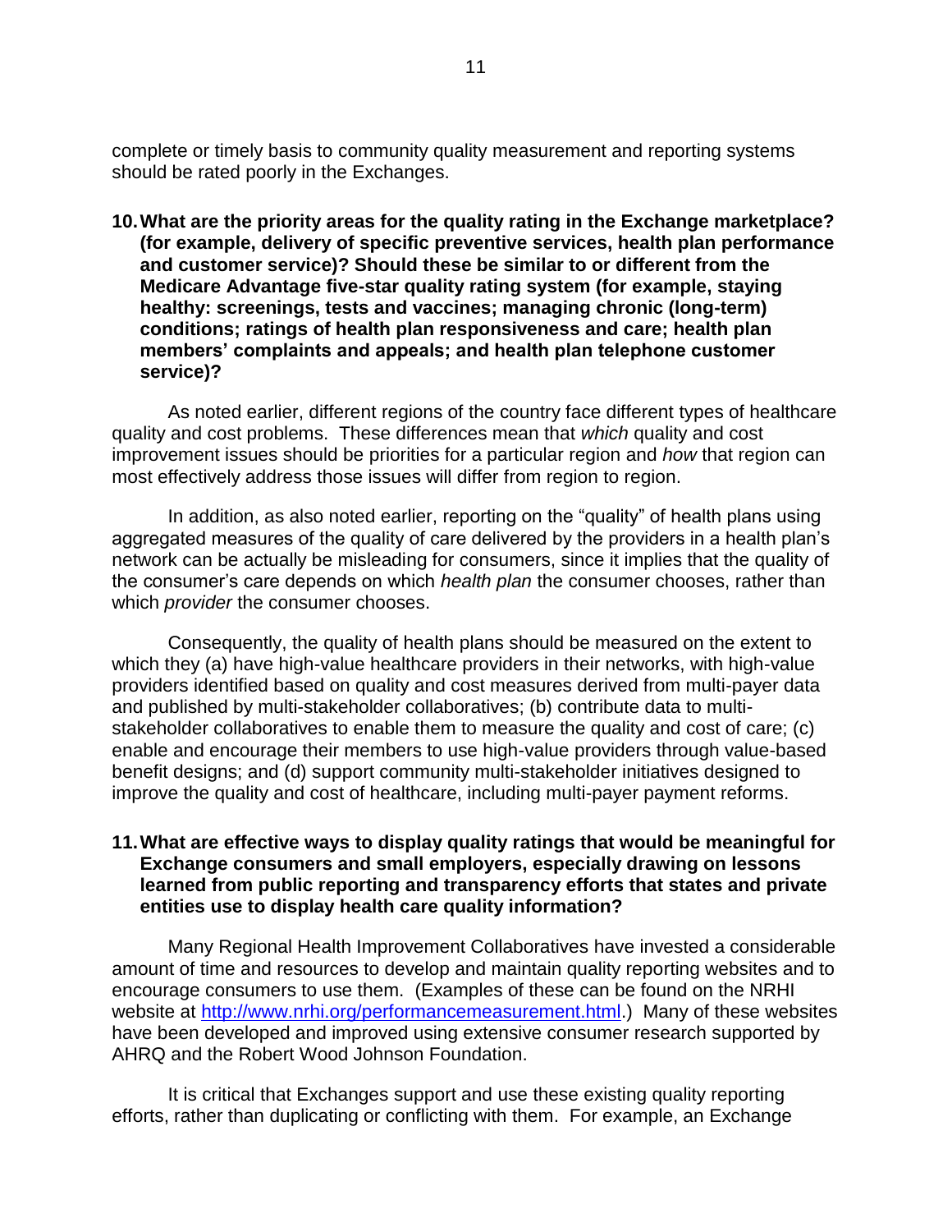complete or timely basis to community quality measurement and reporting systems should be rated poorly in the Exchanges.

**10. What are the priority areas for the quality rating in the Exchange marketplace? (for example, delivery of specific preventive services, health plan performance and customer service)? Should these be similar to or different from the Medicare Advantage five-star quality rating system (for example, staying healthy: screenings, tests and vaccines; managing chronic (long-term) conditions; ratings of health plan responsiveness and care; health plan members' complaints and appeals; and health plan telephone customer service)?**

As noted earlier, different regions of the country face different types of healthcare quality and cost problems. These differences mean that *which* quality and cost improvement issues should be priorities for a particular region and *how* that region can most effectively address those issues will differ from region to region.

In addition, as also noted earlier, reporting on the "quality" of health plans using aggregated measures of the quality of care delivered by the providers in a health plan's network can be actually be misleading for consumers, since it implies that the quality of the consumer's care depends on which *health plan* the consumer chooses, rather than which *provider* the consumer chooses.

Consequently, the quality of health plans should be measured on the extent to which they (a) have high-value healthcare providers in their networks, with high-value providers identified based on quality and cost measures derived from multi-payer data and published by multi-stakeholder collaboratives; (b) contribute data to multi-stakeholder collaboratives to enable them to measure the quality and cost of care; (c) enable and encourage their members to use high-value providers through value-based benefit designs; and (d) support community multi-stakeholder initiatives designed to improve the quality and cost of healthcare, including multi-payer payment reforms.

**11. What are effective ways to display quality ratings that would be meaningful for Exchange consumers and small employers, especially drawing on lessons learned from public reporting and transparency efforts that states and private entities use to display health care quality information?**

Many Regional Health Improvement Collaboratives have invested a considerable amount of time and resources to develop and maintain quality reporting websites and to encourage consumers to use them. (Examples of these can be found on the NRHI website at [http://www.nrhi.org/performancemeasurement.html](http://www.nrhi.org/performancemeasurement.html).) Many of these websites have been developed and improved using extensive consumer research supported by AHRQ and the Robert Wood Johnson Foundation.

It is critical that Exchanges support and use these existing quality reporting efforts, rather than duplicating or conflicting with them. For example, an Exchange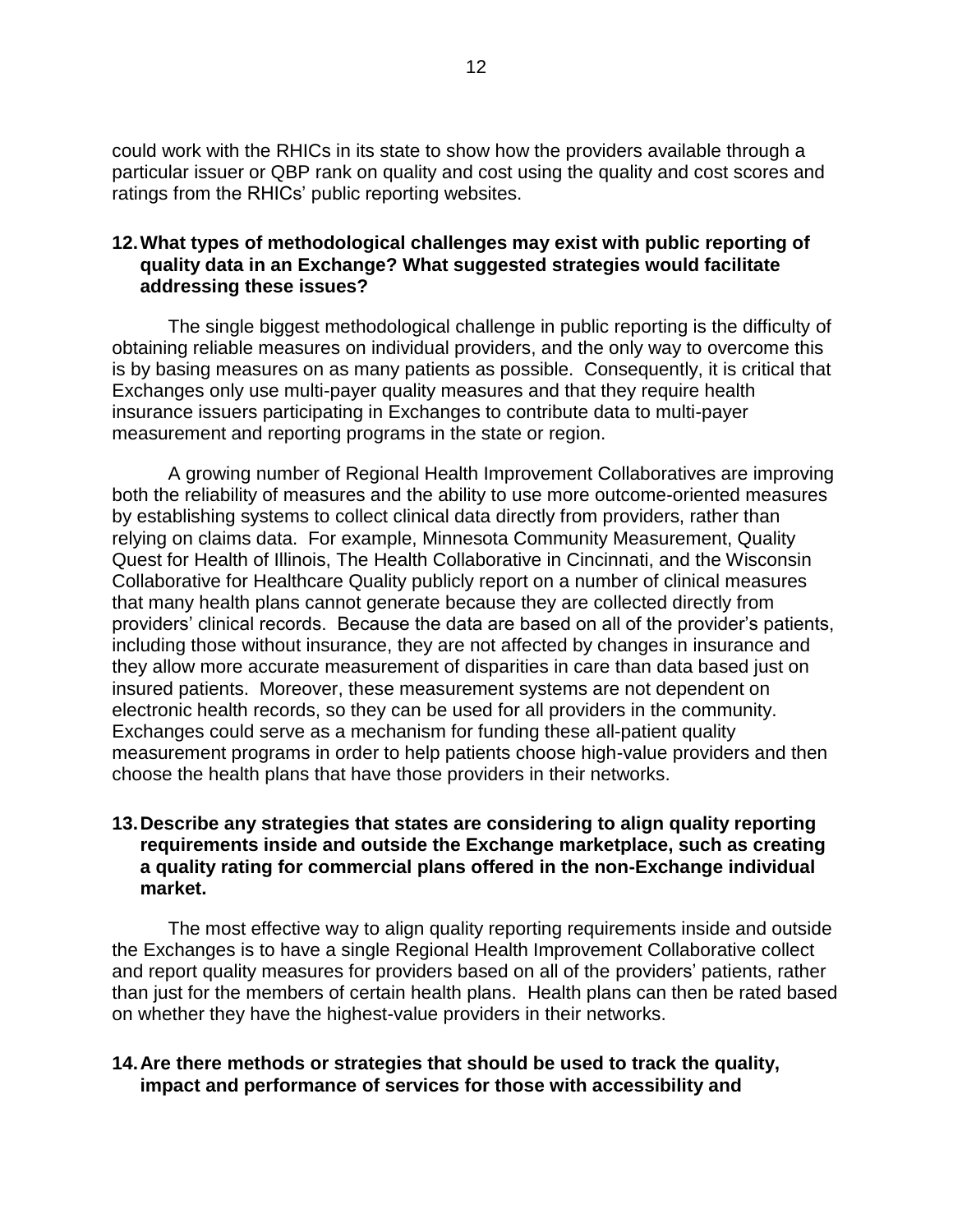could work with the RHICs in its state to show how the providers available through a particular issuer or QBP rank on quality and cost using the quality and cost scores and ratings from the RHICs' public reporting websites.

**12. What types of methodological challenges may exist with public reporting of quality data in an Exchange? What suggested strategies would facilitate addressing these issues?**

The single biggest methodological challenge in public reporting is the difficulty of obtaining reliable measures on individual providers, and the only way to overcome this is by basing measures on as many patients as possible. Consequently, it is critical that Exchanges only use multi-payer quality measures and that they require health insurance issuers participating in Exchanges to contribute data to multi-payer measurement and reporting programs in the state or region.

A growing number of Regional Health Improvement Collaboratives are improving both the reliability of measures and the ability to use more outcome-oriented measures by establishing systems to collect clinical data directly from providers, rather than relying on claims data. For example, Minnesota Community Measurement, Quality Quest for Health of Illinois, The Health Collaborative in Cincinnati, and the Wisconsin Collaborative for Healthcare Quality publicly report on a number of clinical measures that many health plans cannot generate because they are collected directly from providers' clinical records. Because the data are based on all of the provider's patients, including those without insurance, they are not affected by changes in insurance and they allow more accurate measurement of disparities in care than data based just on insured patients. Moreover, these measurement systems are not dependent on electronic health records, so they can be used for all providers in the community. Exchanges could serve as a mechanism for funding these all-patient quality measurement programs in order to help patients choose high-value providers and then choose the health plans that have those providers in their networks.

**13. Describe any strategies that states are considering to align quality reporting requirements inside and outside the Exchange marketplace, such as creating a quality rating for commercial plans offered in the non-Exchange individual market.**

The most effective way to align quality reporting requirements inside and outside the Exchanges is to have a single Regional Health Improvement Collaborative collect and report quality measures for providers based on all of the providers' patients, rather than just for the members of certain health plans. Health plans can then be rated based on whether they have the highest-value providers in their networks.

**14. Are there methods or strategies that should be used to track the quality, impact and performance of services for those with accessibility and**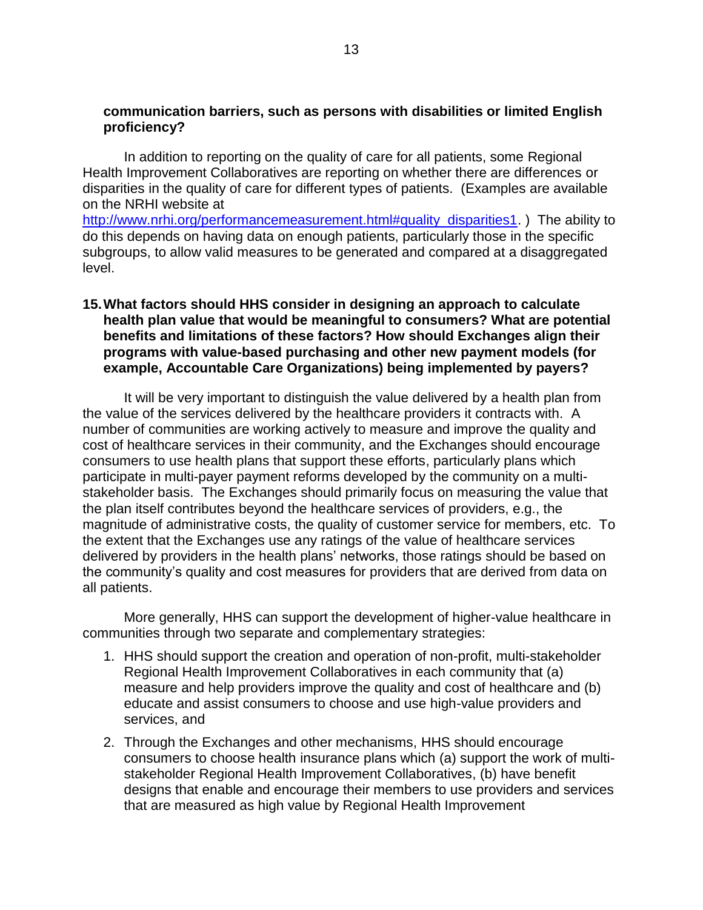**communication barriers, such as persons with disabilities or limited English proficiency?**

In addition to reporting on the quality of care for all patients, some Regional Health Improvement Collaboratives are reporting on whether there are differences or disparities in the quality of care for different types of patients. (Examples are available on the NRHI website at http://www.nrhi.org/performancemeasurement.html#quality_disparities1. ) The ability to do this depends on having data on enough patients, particularly those in the specific subgroups, to allow valid measures to be generated and compared at a disaggregated level.

**15. What factors should HHS consider in designing an approach to calculate health plan value that would be meaningful to consumers? What are potential benefits and limitations of these factors? How should Exchanges align their programs with value-based purchasing and other new payment models (for example, Accountable Care Organizations) being implemented by payers?**

It will be very important to distinguish the value delivered by a health plan from the value of the services delivered by the healthcare providers it contracts with. A number of communities are working actively to measure and improve the quality and cost of healthcare services in their community, and the Exchanges should encourage consumers to use health plans that support these efforts, particularly plans which participate in multi-payer payment reforms developed by the community on a multi-stakeholder basis. The Exchanges should primarily focus on measuring the value that the plan itself contributes beyond the healthcare services of providers, e.g., the magnitude of administrative costs, the quality of customer service for members, etc. To the extent that the Exchanges use any ratings of the value of healthcare services delivered by providers in the health plans' networks, those ratings should be based on the community's quality and cost measures for providers that are derived from data on all patients.

More generally, HHS can support the development of higher-value healthcare in communities through two separate and complementary strategies:

1. HHS should support the creation and operation of non-profit, multi-stakeholder Regional Health Improvement Collaboratives in each community that (a) measure and help providers improve the quality and cost of healthcare and (b) educate and assist consumers to choose and use high-value providers and services, and
2. Through the Exchanges and other mechanisms, HHS should encourage consumers to choose health insurance plans which (a) support the work of multi-stakeholder Regional Health Improvement Collaboratives, (b) have benefit designs that enable and encourage their members to use providers and services that are measured as high value by Regional Health Improvement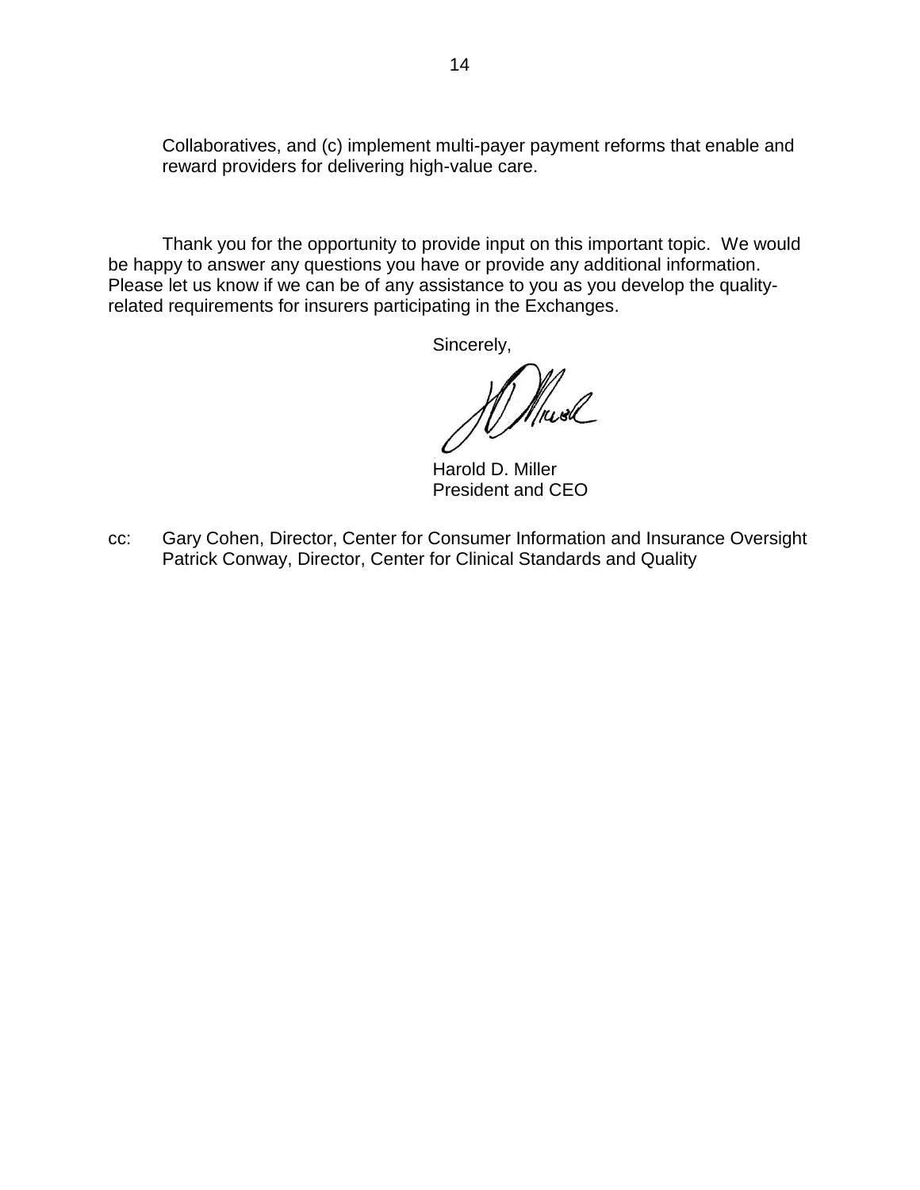Collaboratives, and (c) implement multi-payer payment reforms that enable and reward providers for delivering high-value care.

Thank you for the opportunity to provide input on this important topic. We would be happy to answer any questions you have or provide any additional information. Please let us know if we can be of any assistance to you as you develop the quality-related requirements for insurers participating in the Exchanges.

Sincerely,

Harold D. Miller
President and CEO

cc: Gary Cohen, Director, Center for Consumer Information and Insurance Oversight
Patrick Conway, Director, Center for Clinical Standards and Quality